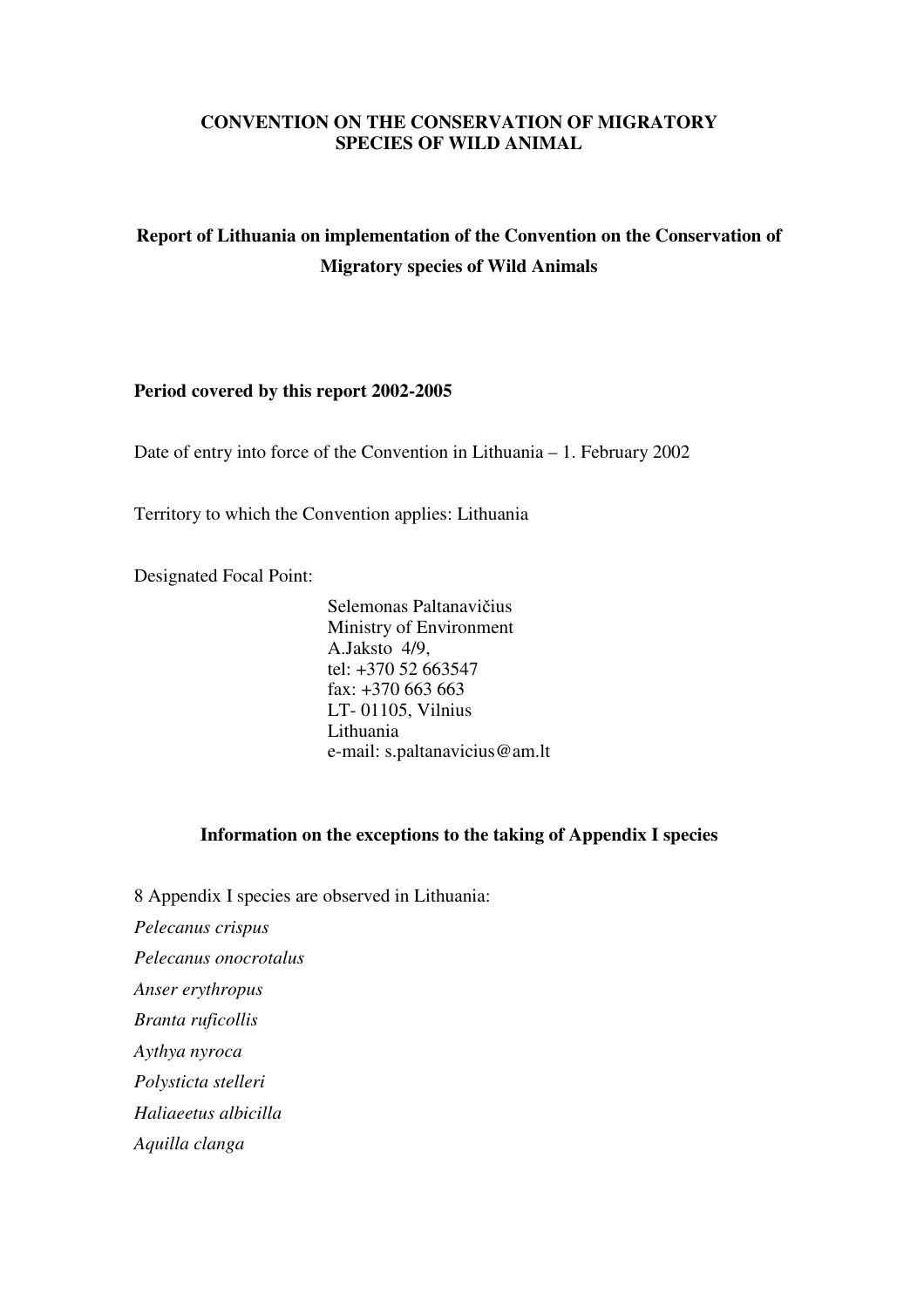# CONVENTION ON THE CONSERVATION OF MIGRATORY SPECIES OF WILD ANIMAL

## Report of Lithuania on implementation of the Convention on the Conservation of Migratory species of Wild Animals

**Period covered by this report 2002-2005**

Date of entry into force of the Convention in Lithuania – 1. February 2002

Territory to which the Convention applies: Lithuania

Designated Focal Point:

Selemonas Paltanavičius
Ministry of Environment
A.Jaksto 4/9,
tel: +370 52 663547
fax: +370 663 663
LT- 01105, Vilnius
Lithuania
e-mail: s.paltanavicius@am.lt

### Information on the exceptions to the taking of Appendix I species

8 Appendix I species are observed in Lithuania:

*Pelecanus crispus*

*Pelecanus onocrotalus*

*Anser erythropus*

*Branta ruficollis*

*Aythya nyroca*

*Polysticta stelleri*

*Haliaeetus albicilla*

*Aquilla clanga*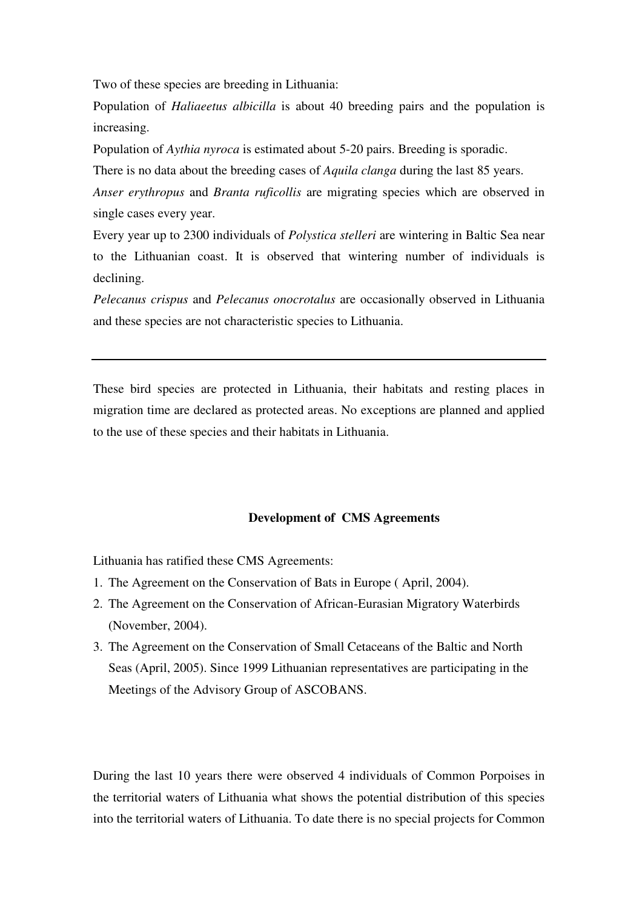Two of these species are breeding in Lithuania:

Population of *Haliaeetus albicilla* is about 40 breeding pairs and the population is increasing.

Population of *Aythia nyroca* is estimated about 5-20 pairs. Breeding is sporadic.

There is no data about the breeding cases of *Aquila clanga* during the last 85 years.

*Anser erythropus* and *Branta ruficollis* are migrating species which are observed in single cases every year.

Every year up to 2300 individuals of *Polystica stelleri* are wintering in Baltic Sea near to the Lithuanian coast. It is observed that wintering number of individuals is declining.

*Pelecanus crispus* and *Pelecanus onocrotalus* are occasionally observed in Lithuania and these species are not characteristic species to Lithuania.

---

These bird species are protected in Lithuania, their habitats and resting places in migration time are declared as protected areas. No exceptions are planned and applied to the use of these species and their habitats in Lithuania.

**Development of CMS Agreements**

Lithuania has ratified these CMS Agreements:

1. The Agreement on the Conservation of Bats in Europe ( April, 2004).
2. The Agreement on the Conservation of African-Eurasian Migratory Waterbirds (November, 2004).
3. The Agreement on the Conservation of Small Cetaceans of the Baltic and North Seas (April, 2005). Since 1999 Lithuanian representatives are participating in the Meetings of the Advisory Group of ASCOBANS.

During the last 10 years there were observed 4 individuals of Common Porpoises in the territorial waters of Lithuania what shows the potential distribution of this species into the territorial waters of Lithuania. To date there is no special projects for Common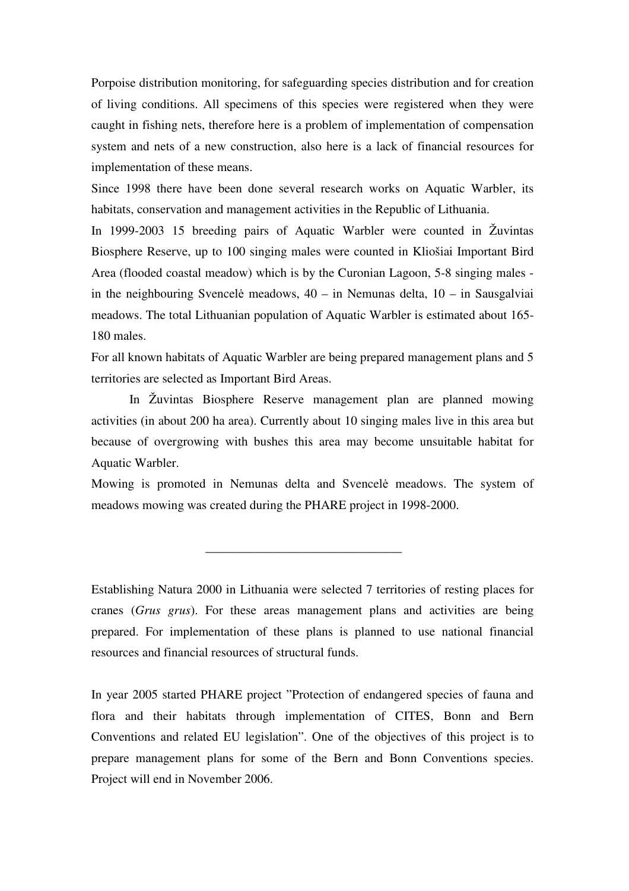Porpoise distribution monitoring, for safeguarding species distribution and for creation of living conditions. All specimens of this species were registered when they were caught in fishing nets, therefore here is a problem of implementation of compensation system and nets of a new construction, also here is a lack of financial resources for implementation of these means.

Since 1998 there have been done several research works on Aquatic Warbler, its habitats, conservation and management activities in the Republic of Lithuania.

In 1999-2003 15 breeding pairs of Aquatic Warbler were counted in Žuvintas Biosphere Reserve, up to 100 singing males were counted in Kliošiai Important Bird Area (flooded coastal meadow) which is by the Curonian Lagoon, 5-8 singing males - in the neighbouring Svencelė meadows, 40 – in Nemunas delta, 10 – in Sausgalviai meadows. The total Lithuanian population of Aquatic Warbler is estimated about 165-180 males.

For all known habitats of Aquatic Warbler are being prepared management plans and 5 territories are selected as Important Bird Areas.

In Žuvintas Biosphere Reserve management plan are planned mowing activities (in about 200 ha area). Currently about 10 singing males live in this area but because of overgrowing with bushes this area may become unsuitable habitat for Aquatic Warbler.

Mowing is promoted in Nemunas delta and Svencelė meadows. The system of meadows mowing was created during the PHARE project in 1998-2000.

---

Establishing Natura 2000 in Lithuania were selected 7 territories of resting places for cranes (*Grus grus*). For these areas management plans and activities are being prepared. For implementation of these plans is planned to use national financial resources and financial resources of structural funds.

In year 2005 started PHARE project "Protection of endangered species of fauna and flora and their habitats through implementation of CITES, Bonn and Bern Conventions and related EU legislation". One of the objectives of this project is to prepare management plans for some of the Bern and Bonn Conventions species. Project will end in November 2006.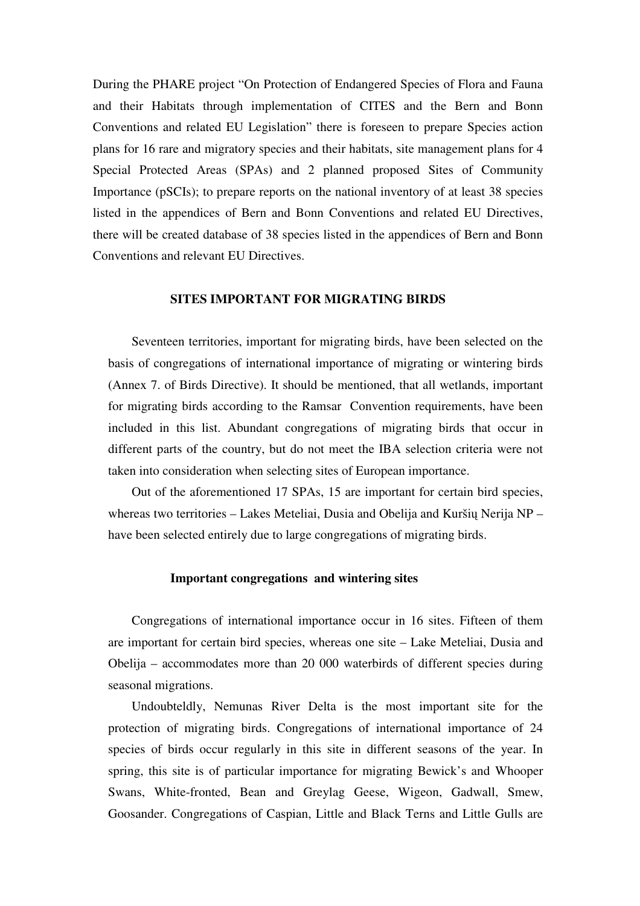During the PHARE project "On Protection of Endangered Species of Flora and Fauna and their Habitats through implementation of CITES and the Bern and Bonn Conventions and related EU Legislation" there is foreseen to prepare Species action plans for 16 rare and migratory species and their habitats, site management plans for 4 Special Protected Areas (SPAs) and 2 planned proposed Sites of Community Importance (pSCIs); to prepare reports on the national inventory of at least 38 species listed in the appendices of Bern and Bonn Conventions and related EU Directives, there will be created database of 38 species listed in the appendices of Bern and Bonn Conventions and relevant EU Directives.

## SITES IMPORTANT FOR MIGRATING BIRDS

Seventeen territories, important for migrating birds, have been selected on the basis of congregations of international importance of migrating or wintering birds (Annex 7. of Birds Directive). It should be mentioned, that all wetlands, important for migrating birds according to the Ramsar Convention requirements, have been included in this list. Abundant congregations of migrating birds that occur in different parts of the country, but do not meet the IBA selection criteria were not taken into consideration when selecting sites of European importance.

Out of the aforementioned 17 SPAs, 15 are important for certain bird species, whereas two territories – Lakes Meteliai, Dusia and Obelija and Kuršių Nerija NP – have been selected entirely due to large congregations of migrating birds.

### Important congregations and wintering sites

Congregations of international importance occur in 16 sites. Fifteen of them are important for certain bird species, whereas one site – Lake Meteliai, Dusia and Obelija – accommodates more than 20 000 waterbirds of different species during seasonal migrations.

Undoubteldly, Nemunas River Delta is the most important site for the protection of migrating birds. Congregations of international importance of 24 species of birds occur regularly in this site in different seasons of the year. In spring, this site is of particular importance for migrating Bewick's and Whooper Swans, White-fronted, Bean and Greylag Geese, Wigeon, Gadwall, Smew, Goosander. Congregations of Caspian, Little and Black Terns and Little Gulls are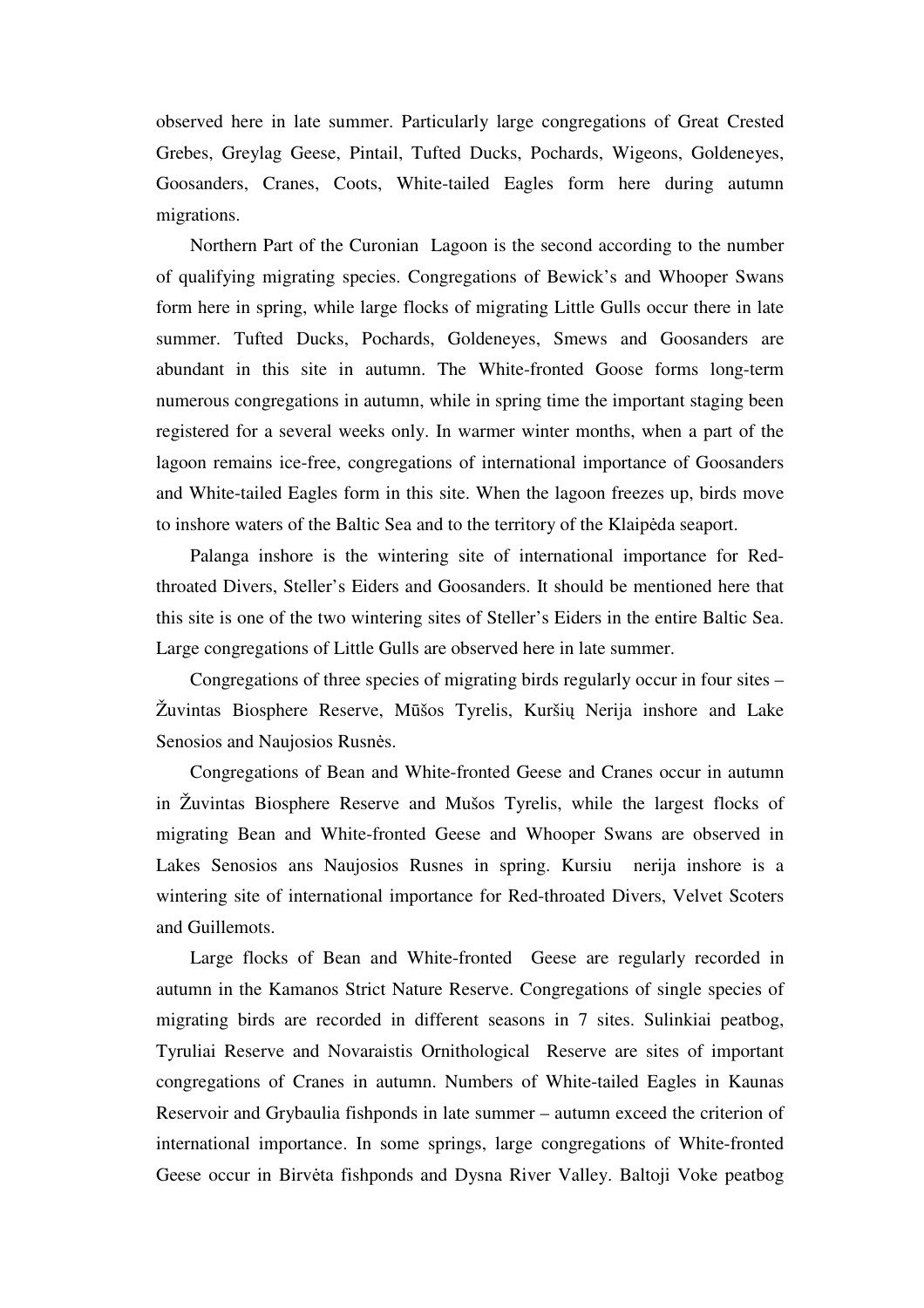observed here in late summer. Particularly large congregations of Great Crested Grebes, Greylag Geese, Pintail, Tufted Ducks, Pochards, Wigeons, Goldeneyes, Goosanders, Cranes, Coots, White-tailed Eagles form here during autumn migrations.

Northern Part of the Curonian Lagoon is the second according to the number of qualifying migrating species. Congregations of Bewick's and Whooper Swans form here in spring, while large flocks of migrating Little Gulls occur there in late summer. Tufted Ducks, Pochards, Goldeneyes, Smews and Goosanders are abundant in this site in autumn. The White-fronted Goose forms long-term numerous congregations in autumn, while in spring time the important staging been registered for a several weeks only. In warmer winter months, when a part of the lagoon remains ice-free, congregations of international importance of Goosanders and White-tailed Eagles form in this site. When the lagoon freezes up, birds move to inshore waters of the Baltic Sea and to the territory of the Klaipėda seaport.

Palanga inshore is the wintering site of international importance for Red-throated Divers, Steller's Eiders and Goosanders. It should be mentioned here that this site is one of the two wintering sites of Steller's Eiders in the entire Baltic Sea. Large congregations of Little Gulls are observed here in late summer.

Congregations of three species of migrating birds regularly occur in four sites – Žuvintas Biosphere Reserve, Mūšos Tyrelis, Kuršių Nerija inshore and Lake Senosios and Naujosios Rusnės.

Congregations of Bean and White-fronted Geese and Cranes occur in autumn in Žuvintas Biosphere Reserve and Mušos Tyrelis, while the largest flocks of migrating Bean and White-fronted Geese and Whooper Swans are observed in Lakes Senosios ans Naujosios Rusnes in spring. Kursiu nerija inshore is a wintering site of international importance for Red-throated Divers, Velvet Scoters and Guillemots.

Large flocks of Bean and White-fronted Geese are regularly recorded in autumn in the Kamanos Strict Nature Reserve. Congregations of single species of migrating birds are recorded in different seasons in 7 sites. Sulinkiai peatbog, Tyruliai Reserve and Novaraistis Ornithological Reserve are sites of important congregations of Cranes in autumn. Numbers of White-tailed Eagles in Kaunas Reservoir and Grybaulia fishponds in late summer – autumn exceed the criterion of international importance. In some springs, large congregations of White-fronted Geese occur in Birvėta fishponds and Dysna River Valley. Baltoji Voke peatbog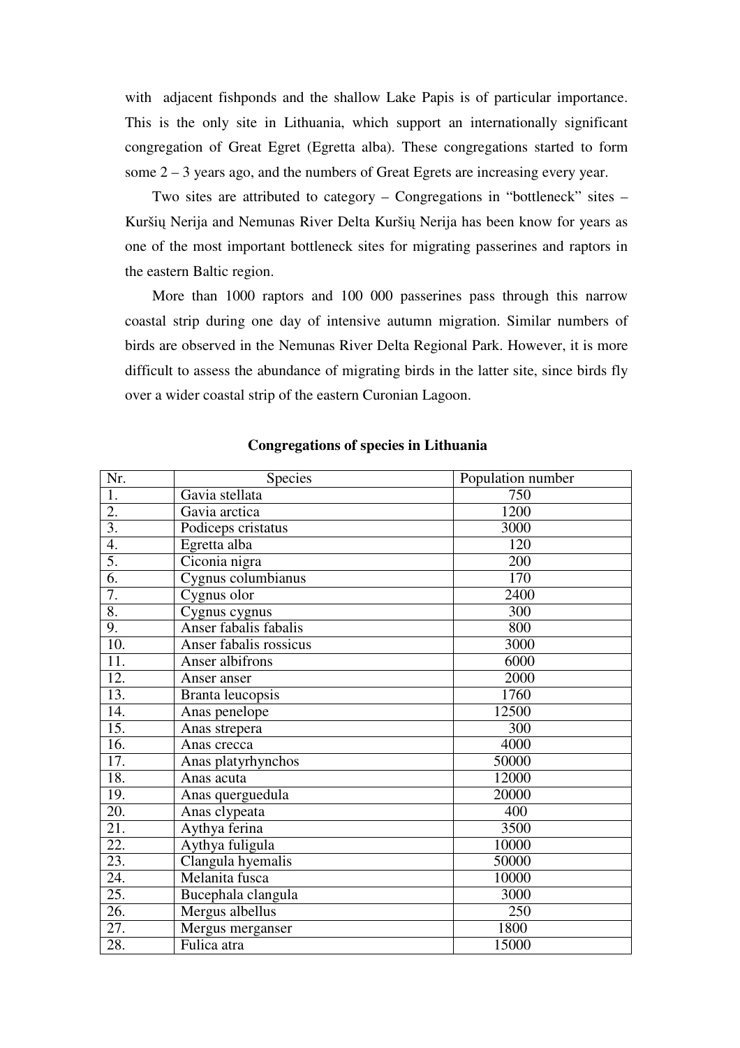with adjacent fishponds and the shallow Lake Papis is of particular importance. This is the only site in Lithuania, which support an internationally significant congregation of Great Egret (Egretta alba). These congregations started to form some 2 – 3 years ago, and the numbers of Great Egrets are increasing every year.

Two sites are attributed to category – Congregations in "bottleneck" sites – Kuršių Nerija and Nemunas River Delta Kuršių Nerija has been know for years as one of the most important bottleneck sites for migrating passerines and raptors in the eastern Baltic region.

More than 1000 raptors and 100 000 passerines pass through this narrow coastal strip during one day of intensive autumn migration. Similar numbers of birds are observed in the Nemunas River Delta Regional Park. However, it is more difficult to assess the abundance of migrating birds in the latter site, since birds fly over a wider coastal strip of the eastern Curonian Lagoon.

**Congregations of species in Lithuania**

| Nr. | Species | Population number |
|---|---|---|
| 1. | Gavia stellata | 750 |
| 2. | Gavia arctica | 1200 |
| 3. | Podiceps cristatus | 3000 |
| 4. | Egretta alba | 120 |
| 5. | Ciconia nigra | 200 |
| 6. | Cygnus columbianus | 170 |
| 7. | Cygnus olor | 2400 |
| 8. | Cygnus cygnus | 300 |
| 9. | Anser fabalis fabalis | 800 |
| 10. | Anser fabalis rossicus | 3000 |
| 11. | Anser albifrons | 6000 |
| 12. | Anser anser | 2000 |
| 13. | Branta leucopsis | 1760 |
| 14. | Anas penelope | 12500 |
| 15. | Anas strepera | 300 |
| 16. | Anas crecca | 4000 |
| 17. | Anas platyrhynchos | 50000 |
| 18. | Anas acuta | 12000 |
| 19. | Anas querguedula | 20000 |
| 20. | Anas clypeata | 400 |
| 21. | Aythya ferina | 3500 |
| 22. | Aythya fuligula | 10000 |
| 23. | Clangula hyemalis | 50000 |
| 24. | Melanita fusca | 10000 |
| 25. | Bucephala clangula | 3000 |
| 26. | Mergus albellus | 250 |
| 27. | Mergus merganser | 1800 |
| 28. | Fulica atra | 15000 |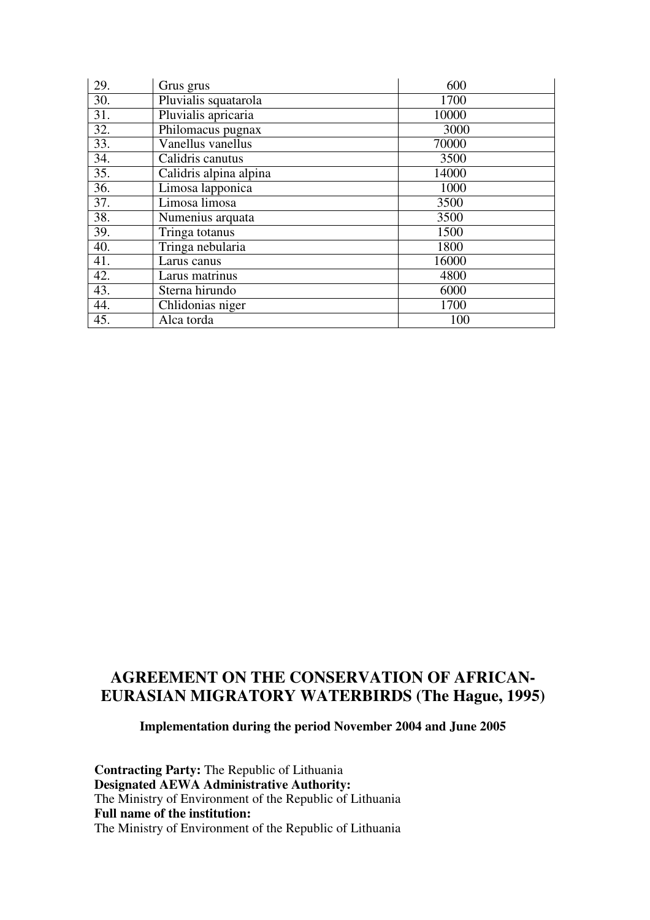| 29. | Grus grus | 600 |
|---|---|---|
| 30. | Pluvialis squatarola | 1700 |
| 31. | Pluvialis apricaria | 10000 |
| 32. | Philomacus pugnax | 3000 |
| 33. | Vanellus vanellus | 70000 |
| 34. | Calidris canutus | 3500 |
| 35. | Calidris alpina alpina | 14000 |
| 36. | Limosa lapponica | 1000 |
| 37. | Limosa limosa | 3500 |
| 38. | Numenius arquata | 3500 |
| 39. | Tringa totanus | 1500 |
| 40. | Tringa nebularia | 1800 |
| 41. | Larus canus | 16000 |
| 42. | Larus matrinus | 4800 |
| 43. | Sterna hirundo | 6000 |
| 44. | Chlidonias niger | 1700 |
| 45. | Alca torda | 100 |

# AGREEMENT ON THE CONSERVATION OF AFRICAN-EURASIAN MIGRATORY WATERBIRDS (The Hague, 1995)

**Implementation during the period November 2004 and June 2005**

**Contracting Party:** The Republic of Lithuania
**Designated AEWA Administrative Authority:**
The Ministry of Environment of the Republic of Lithuania
**Full name of the institution:**
The Ministry of Environment of the Republic of Lithuania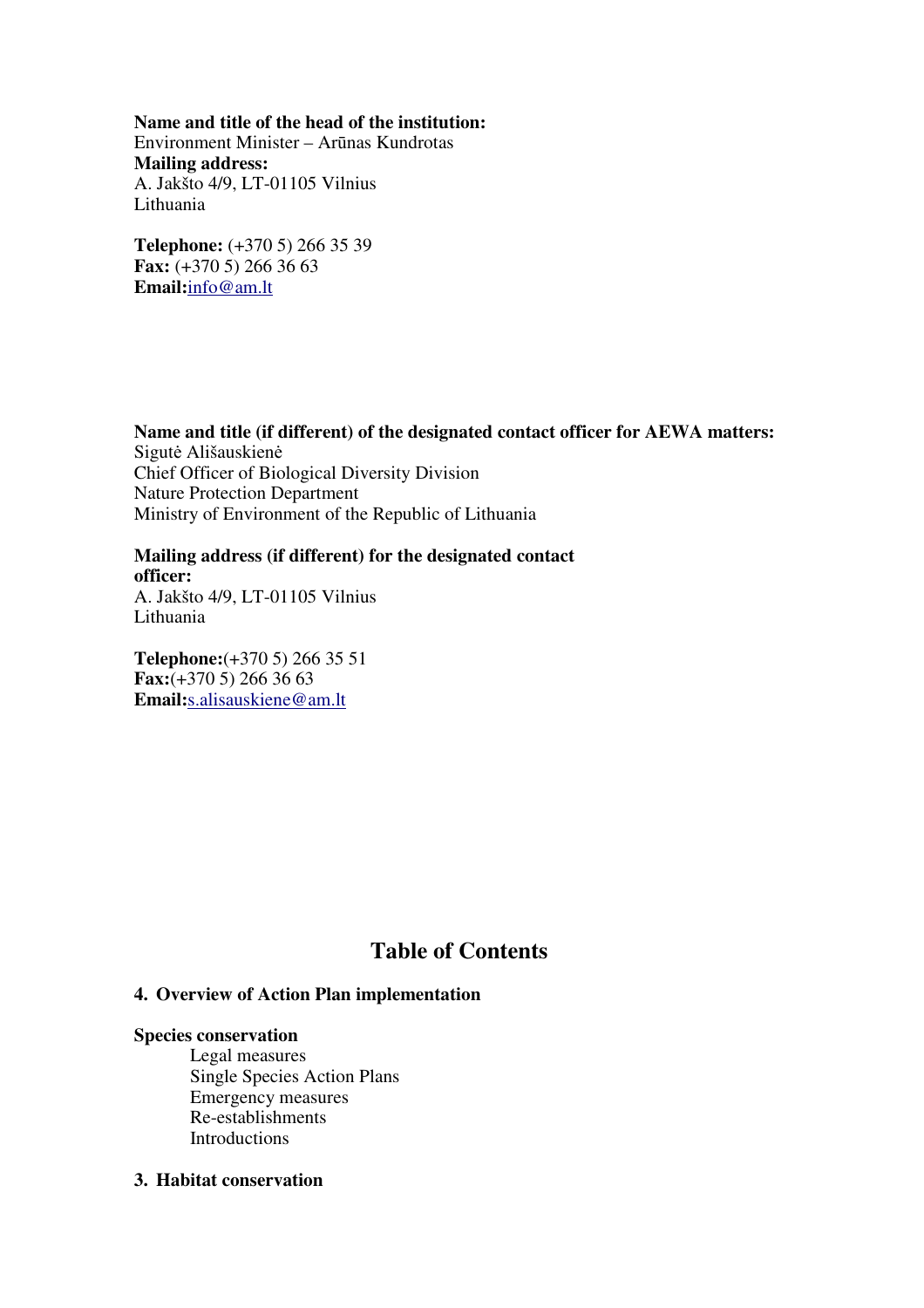**Name and title of the head of the institution:**
Environment Minister – Arūnas Kundrotas
**Mailing address:**
A. Jakšto 4/9, LT-01105 Vilnius
Lithuania

**Telephone:** (+370 5) 266 35 39
**Fax:** (+370 5) 266 36 63
**Email:**info@am.lt

**Name and title (if different) of the designated contact officer for AEWA matters:**
Sigutė Ališauskienė
Chief Officer of Biological Diversity Division
Nature Protection Department
Ministry of Environment of the Republic of Lithuania

**Mailing address (if different) for the designated contact officer:**
A. Jakšto 4/9, LT-01105 Vilnius
Lithuania

**Telephone:**(+370 5) 266 35 51
**Fax:**(+370 5) 266 36 63
**Email:**s.alisauskiene@am.lt

## Table of Contents

**4. Overview of Action Plan implementation**

**Species conservation**

- Legal measures
- Single Species Action Plans
- Emergency measures
- Re-establishments
- Introductions

**3. Habitat conservation**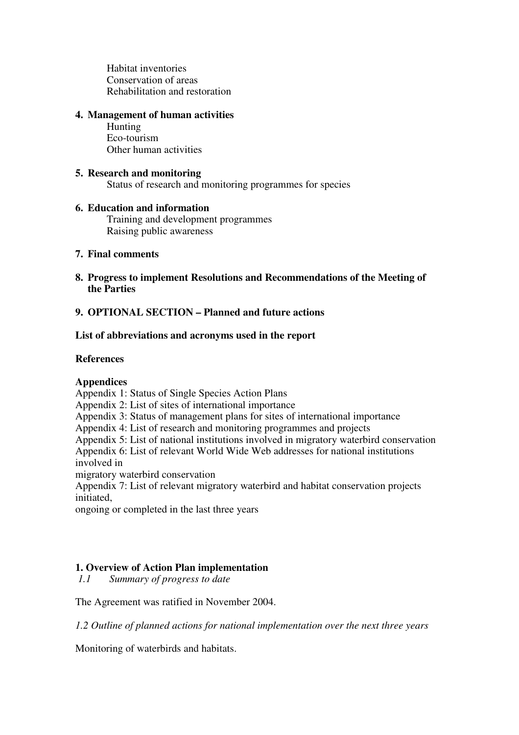Habitat inventories
Conservation of areas
Rehabilitation and restoration

**4. Management of human activities**

Hunting
Eco-tourism
Other human activities

**5. Research and monitoring**

Status of research and monitoring programmes for species

**6. Education and information**

Training and development programmes
Raising public awareness

**7. Final comments**

**8. Progress to implement Resolutions and Recommendations of the Meeting of the Parties**

**9. OPTIONAL SECTION – Planned and future actions**

**List of abbreviations and acronyms used in the report**

**References**

**Appendices**

Appendix 1: Status of Single Species Action Plans
Appendix 2: List of sites of international importance
Appendix 3: Status of management plans for sites of international importance
Appendix 4: List of research and monitoring programmes and projects
Appendix 5: List of national institutions involved in migratory waterbird conservation
Appendix 6: List of relevant World Wide Web addresses for national institutions involved in
migratory waterbird conservation
Appendix 7: List of relevant migratory waterbird and habitat conservation projects initiated,
ongoing or completed in the last three years

## 1. Overview of Action Plan implementation

*1.1 Summary of progress to date*

The Agreement was ratified in November 2004.

*1.2 Outline of planned actions for national implementation over the next three years*

Monitoring of waterbirds and habitats.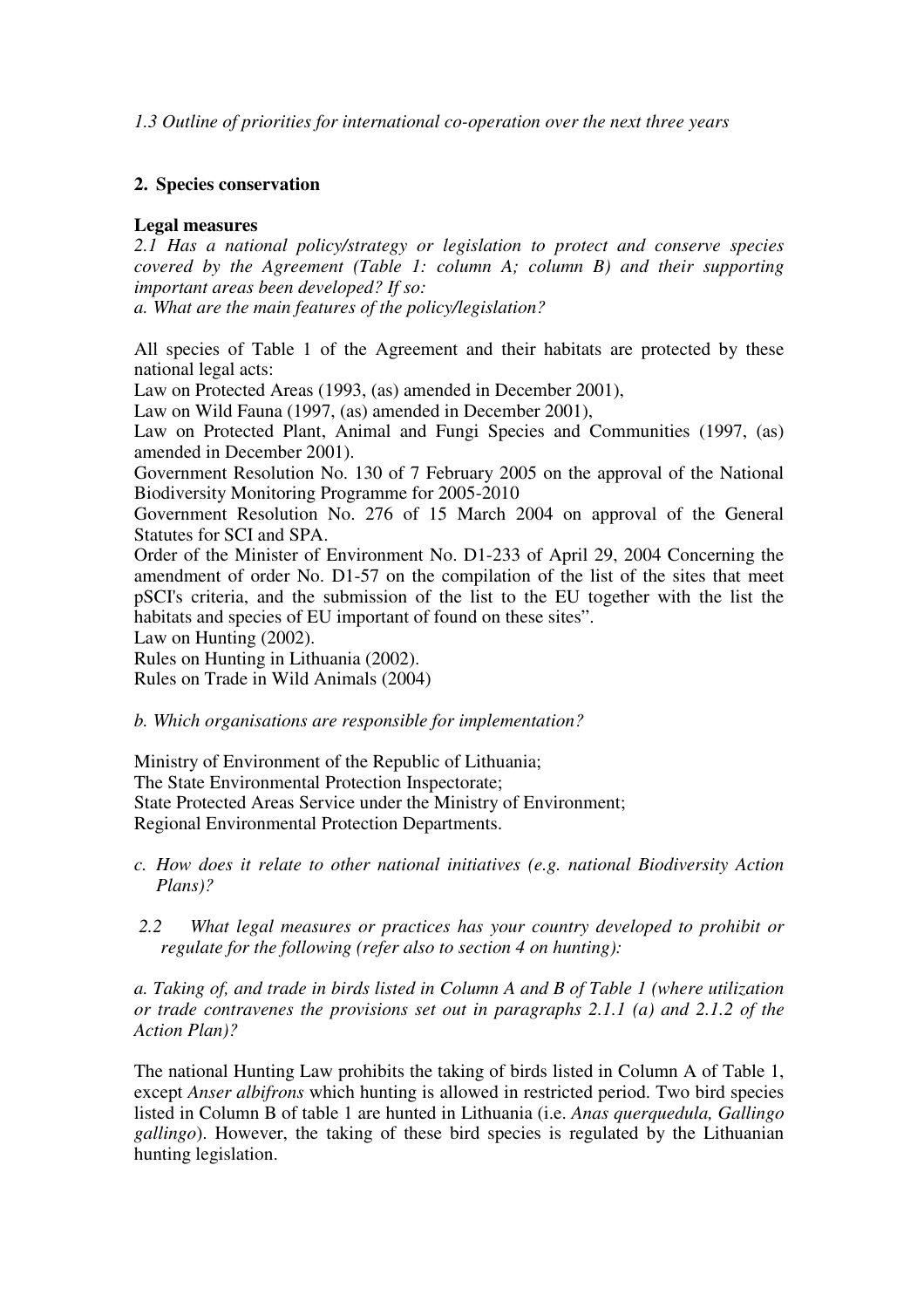*1.3 Outline of priorities for international co-operation over the next three years*

## 2. Species conservation

**Legal measures**

*2.1 Has a national policy/strategy or legislation to protect and conserve species covered by the Agreement (Table 1: column A; column B) and their supporting important areas been developed? If so:*

*a. What are the main features of the policy/legislation?*

All species of Table 1 of the Agreement and their habitats are protected by these national legal acts:

Law on Protected Areas (1993, (as) amended in December 2001),

Law on Wild Fauna (1997, (as) amended in December 2001),

Law on Protected Plant, Animal and Fungi Species and Communities (1997, (as) amended in December 2001).

Government Resolution No. 130 of 7 February 2005 on the approval of the National Biodiversity Monitoring Programme for 2005-2010

Government Resolution No. 276 of 15 March 2004 on approval of the General Statutes for SCI and SPA.

Order of the Minister of Environment No. D1-233 of April 29, 2004 Concerning the amendment of order No. D1-57 on the compilation of the list of the sites that meet pSCI's criteria, and the submission of the list to the EU together with the list the habitats and species of EU important of found on these sites".

Law on Hunting (2002).

Rules on Hunting in Lithuania (2002).

Rules on Trade in Wild Animals (2004)

*b. Which organisations are responsible for implementation?*

Ministry of Environment of the Republic of Lithuania;

The State Environmental Protection Inspectorate;

State Protected Areas Service under the Ministry of Environment;

Regional Environmental Protection Departments.

*c. How does it relate to other national initiatives (e.g. national Biodiversity Action Plans)?*

*2.2 What legal measures or practices has your country developed to prohibit or regulate for the following (refer also to section 4 on hunting):*

*a. Taking of, and trade in birds listed in Column A and B of Table 1 (where utilization or trade contravenes the provisions set out in paragraphs 2.1.1 (a) and 2.1.2 of the Action Plan)?*

The national Hunting Law prohibits the taking of birds listed in Column A of Table 1, except *Anser albifrons* which hunting is allowed in restricted period. Two bird species listed in Column B of table 1 are hunted in Lithuania (i.e. *Anas querquedula, Gallingo gallingo*). However, the taking of these bird species is regulated by the Lithuanian hunting legislation.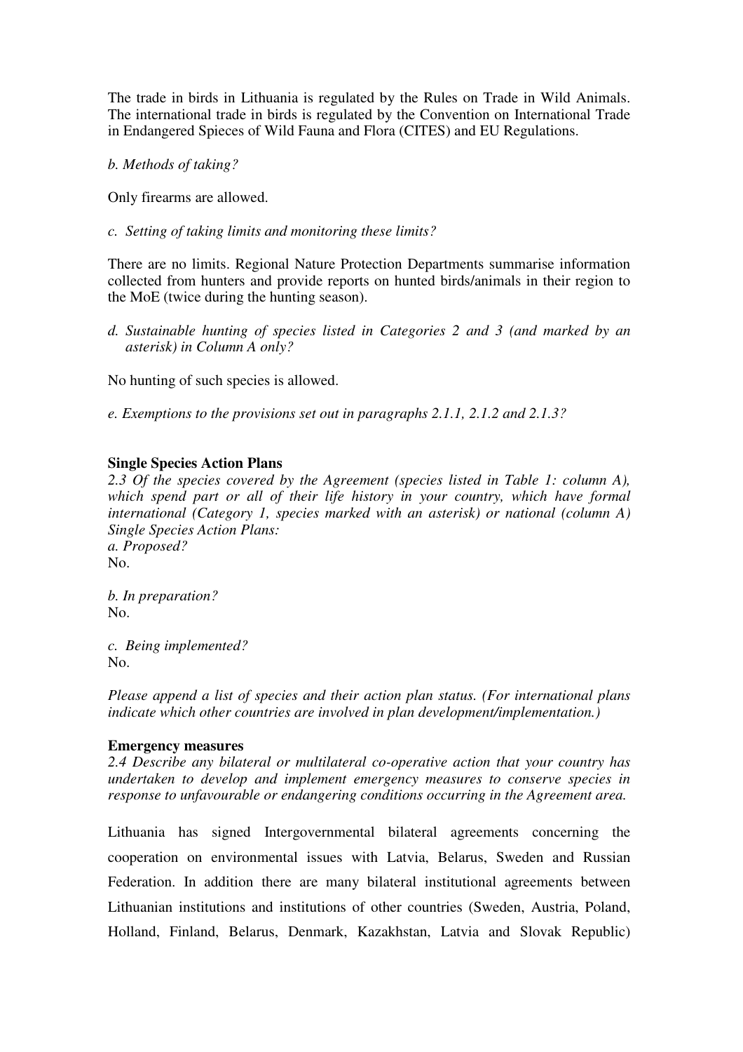The trade in birds in Lithuania is regulated by the Rules on Trade in Wild Animals. The international trade in birds is regulated by the Convention on International Trade in Endangered Spieces of Wild Fauna and Flora (CITES) and EU Regulations.

*b. Methods of taking?*

Only firearms are allowed.

*c. Setting of taking limits and monitoring these limits?*

There are no limits. Regional Nature Protection Departments summarise information collected from hunters and provide reports on hunted birds/animals in their region to the MoE (twice during the hunting season).

*d. Sustainable hunting of species listed in Categories 2 and 3 (and marked by an asterisk) in Column A only?*

No hunting of such species is allowed.

*e. Exemptions to the provisions set out in paragraphs 2.1.1, 2.1.2 and 2.1.3?*

**Single Species Action Plans**

*2.3 Of the species covered by the Agreement (species listed in Table 1: column A), which spend part or all of their life history in your country, which have formal international (Category 1, species marked with an asterisk) or national (column A) Single Species Action Plans:*

*a. Proposed?*
No.

*b. In preparation?*
No.

*c. Being implemented?*
No.

*Please append a list of species and their action plan status. (For international plans indicate which other countries are involved in plan development/implementation.)*

**Emergency measures**

*2.4 Describe any bilateral or multilateral co-operative action that your country has undertaken to develop and implement emergency measures to conserve species in response to unfavourable or endangering conditions occurring in the Agreement area.*

Lithuania has signed Intergovernmental bilateral agreements concerning the cooperation on environmental issues with Latvia, Belarus, Sweden and Russian Federation. In addition there are many bilateral institutional agreements between Lithuanian institutions and institutions of other countries (Sweden, Austria, Poland, Holland, Finland, Belarus, Denmark, Kazakhstan, Latvia and Slovak Republic)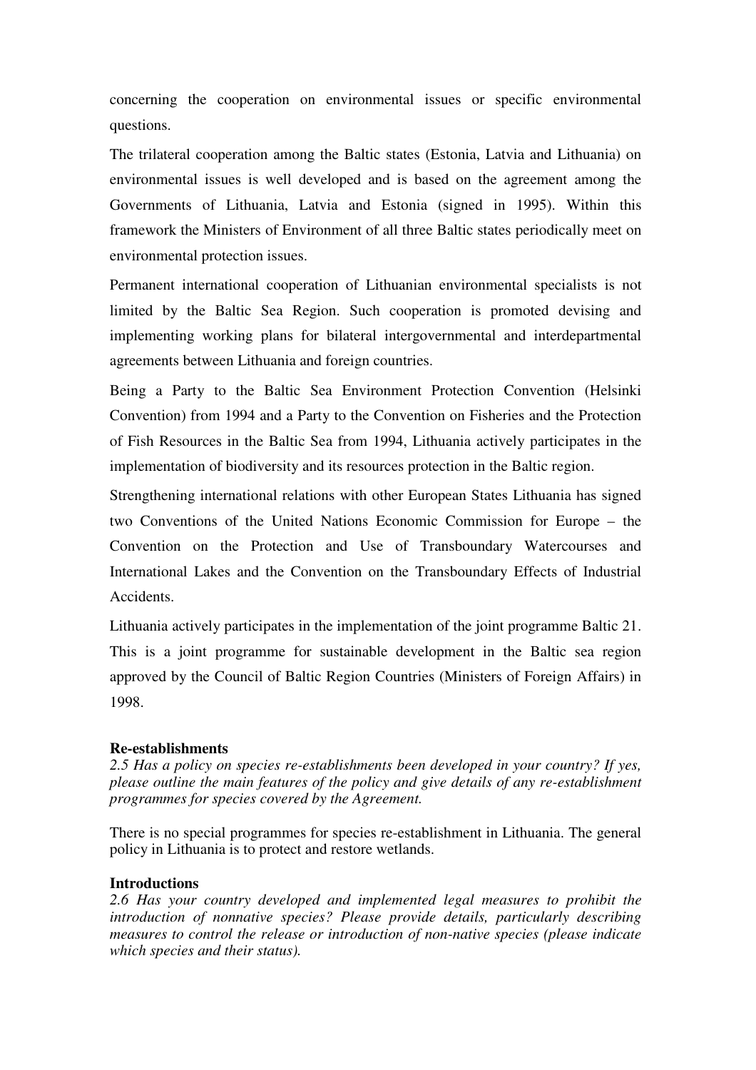concerning the cooperation on environmental issues or specific environmental questions.

The trilateral cooperation among the Baltic states (Estonia, Latvia and Lithuania) on environmental issues is well developed and is based on the agreement among the Governments of Lithuania, Latvia and Estonia (signed in 1995). Within this framework the Ministers of Environment of all three Baltic states periodically meet on environmental protection issues.

Permanent international cooperation of Lithuanian environmental specialists is not limited by the Baltic Sea Region. Such cooperation is promoted devising and implementing working plans for bilateral intergovernmental and interdepartmental agreements between Lithuania and foreign countries.

Being a Party to the Baltic Sea Environment Protection Convention (Helsinki Convention) from 1994 and a Party to the Convention on Fisheries and the Protection of Fish Resources in the Baltic Sea from 1994, Lithuania actively participates in the implementation of biodiversity and its resources protection in the Baltic region.

Strengthening international relations with other European States Lithuania has signed two Conventions of the United Nations Economic Commission for Europe – the Convention on the Protection and Use of Transboundary Watercourses and International Lakes and the Convention on the Transboundary Effects of Industrial Accidents.

Lithuania actively participates in the implementation of the joint programme Baltic 21. This is a joint programme for sustainable development in the Baltic sea region approved by the Council of Baltic Region Countries (Ministers of Foreign Affairs) in 1998.

**Re-establishments**

*2.5 Has a policy on species re-establishments been developed in your country? If yes, please outline the main features of the policy and give details of any re-establishment programmes for species covered by the Agreement.*

There is no special programmes for species re-establishment in Lithuania. The general policy in Lithuania is to protect and restore wetlands.

**Introductions**

*2.6 Has your country developed and implemented legal measures to prohibit the introduction of nonnative species? Please provide details, particularly describing measures to control the release or introduction of non-native species (please indicate which species and their status).*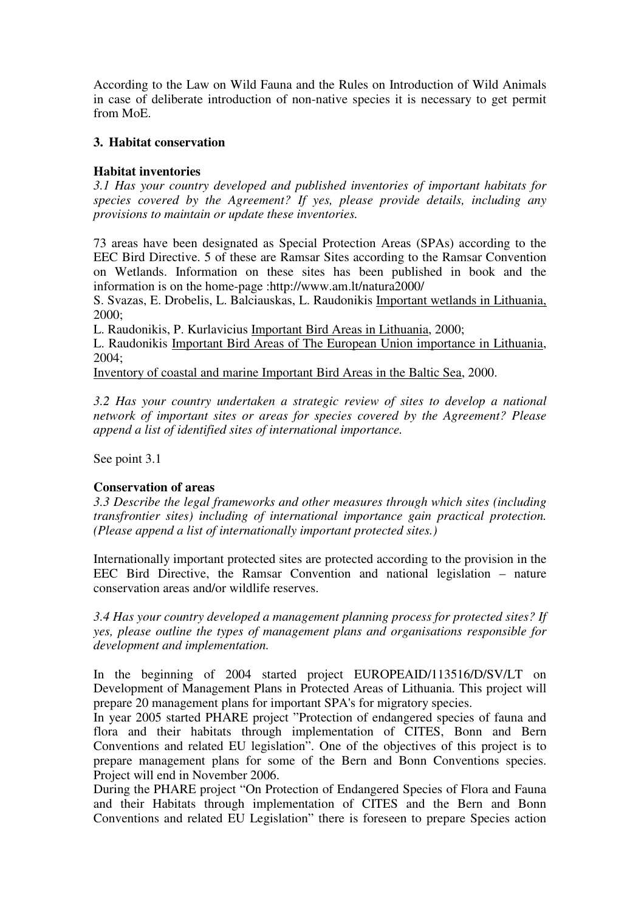According to the Law on Wild Fauna and the Rules on Introduction of Wild Animals in case of deliberate introduction of non-native species it is necessary to get permit from MoE.

## 3. Habitat conservation

**Habitat inventories**

*3.1 Has your country developed and published inventories of important habitats for species covered by the Agreement? If yes, please provide details, including any provisions to maintain or update these inventories.*

73 areas have been designated as Special Protection Areas (SPAs) according to the EEC Bird Directive. 5 of these are Ramsar Sites according to the Ramsar Convention on Wetlands. Information on these sites has been published in book and the information is on the home-page :http://www.am.lt/natura2000/

S. Svazas, E. Drobelis, L. Balciauskas, L. Raudonikis Important wetlands in Lithuania, 2000;

L. Raudonikis, P. Kurlavicius Important Bird Areas in Lithuania, 2000;

L. Raudonikis Important Bird Areas of The European Union importance in Lithuania, 2004;

Inventory of coastal and marine Important Bird Areas in the Baltic Sea, 2000.

*3.2 Has your country undertaken a strategic review of sites to develop a national network of important sites or areas for species covered by the Agreement? Please append a list of identified sites of international importance.*

See point 3.1

**Conservation of areas**

*3.3 Describe the legal frameworks and other measures through which sites (including transfrontier sites) including of international importance gain practical protection. (Please append a list of internationally important protected sites.)*

Internationally important protected sites are protected according to the provision in the EEC Bird Directive, the Ramsar Convention and national legislation – nature conservation areas and/or wildlife reserves.

*3.4 Has your country developed a management planning process for protected sites? If yes, please outline the types of management plans and organisations responsible for development and implementation.*

In the beginning of 2004 started project EUROPEAID/113516/D/SV/LT on Development of Management Plans in Protected Areas of Lithuania. This project will prepare 20 management plans for important SPA's for migratory species.

In year 2005 started PHARE project "Protection of endangered species of fauna and flora and their habitats through implementation of CITES, Bonn and Bern Conventions and related EU legislation". One of the objectives of this project is to prepare management plans for some of the Bern and Bonn Conventions species. Project will end in November 2006.

During the PHARE project "On Protection of Endangered Species of Flora and Fauna and their Habitats through implementation of CITES and the Bern and Bonn Conventions and related EU Legislation" there is foreseen to prepare Species action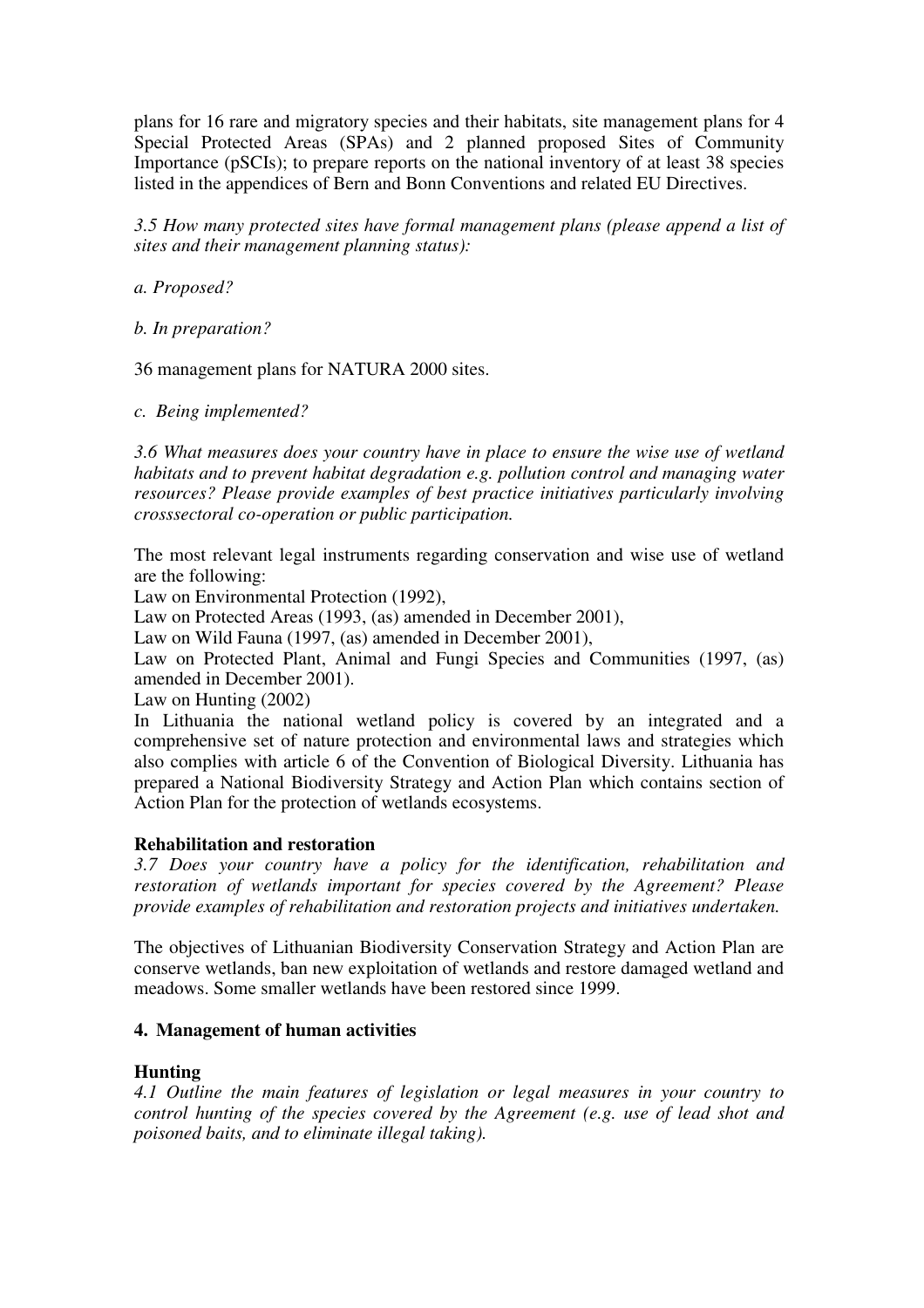plans for 16 rare and migratory species and their habitats, site management plans for 4 Special Protected Areas (SPAs) and 2 planned proposed Sites of Community Importance (pSCIs); to prepare reports on the national inventory of at least 38 species listed in the appendices of Bern and Bonn Conventions and related EU Directives.

*3.5 How many protected sites have formal management plans (please append a list of sites and their management planning status):*

*a. Proposed?*

*b. In preparation?*

36 management plans for NATURA 2000 sites.

*c. Being implemented?*

*3.6 What measures does your country have in place to ensure the wise use of wetland habitats and to prevent habitat degradation e.g. pollution control and managing water resources? Please provide examples of best practice initiatives particularly involving crosssectoral co-operation or public participation.*

The most relevant legal instruments regarding conservation and wise use of wetland are the following:

Law on Environmental Protection (1992),

Law on Protected Areas (1993, (as) amended in December 2001),

Law on Wild Fauna (1997, (as) amended in December 2001),

Law on Protected Plant, Animal and Fungi Species and Communities (1997, (as) amended in December 2001).

Law on Hunting (2002)

In Lithuania the national wetland policy is covered by an integrated and a comprehensive set of nature protection and environmental laws and strategies which also complies with article 6 of the Convention of Biological Diversity. Lithuania has prepared a National Biodiversity Strategy and Action Plan which contains section of Action Plan for the protection of wetlands ecosystems.

**Rehabilitation and restoration**

*3.7 Does your country have a policy for the identification, rehabilitation and restoration of wetlands important for species covered by the Agreement? Please provide examples of rehabilitation and restoration projects and initiatives undertaken.*

The objectives of Lithuanian Biodiversity Conservation Strategy and Action Plan are conserve wetlands, ban new exploitation of wetlands and restore damaged wetland and meadows. Some smaller wetlands have been restored since 1999.

## 4. Management of human activities

**Hunting**

*4.1 Outline the main features of legislation or legal measures in your country to control hunting of the species covered by the Agreement (e.g. use of lead shot and poisoned baits, and to eliminate illegal taking).*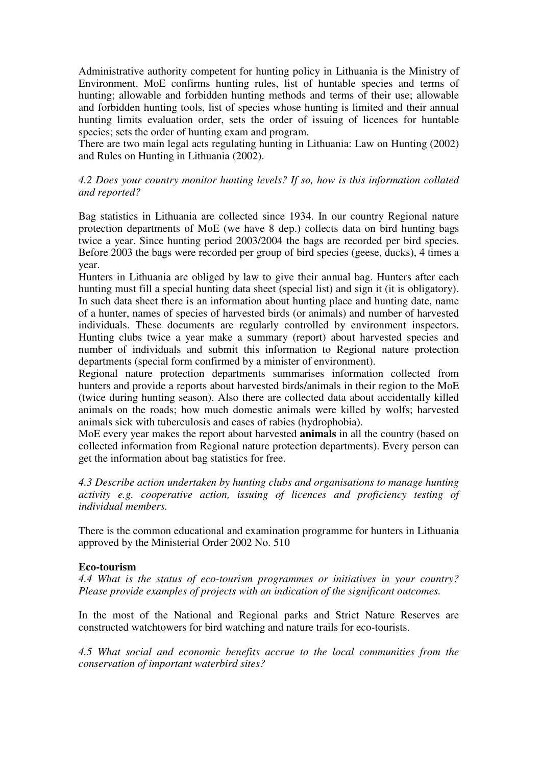Administrative authority competent for hunting policy in Lithuania is the Ministry of Environment. MoE confirms hunting rules, list of huntable species and terms of hunting; allowable and forbidden hunting methods and terms of their use; allowable and forbidden hunting tools, list of species whose hunting is limited and their annual hunting limits evaluation order, sets the order of issuing of licences for huntable species; sets the order of hunting exam and program.

There are two main legal acts regulating hunting in Lithuania: Law on Hunting (2002) and Rules on Hunting in Lithuania (2002).

*4.2 Does your country monitor hunting levels? If so, how is this information collated and reported?*

Bag statistics in Lithuania are collected since 1934. In our country Regional nature protection departments of MoE (we have 8 dep.) collects data on bird hunting bags twice a year. Since hunting period 2003/2004 the bags are recorded per bird species. Before 2003 the bags were recorded per group of bird species (geese, ducks), 4 times a year.

Hunters in Lithuania are obliged by law to give their annual bag. Hunters after each hunting must fill a special hunting data sheet (special list) and sign it (it is obligatory). In such data sheet there is an information about hunting place and hunting date, name of a hunter, names of species of harvested birds (or animals) and number of harvested individuals. These documents are regularly controlled by environment inspectors. Hunting clubs twice a year make a summary (report) about harvested species and number of individuals and submit this information to Regional nature protection departments (special form confirmed by a minister of environment).

Regional nature protection departments summarises information collected from hunters and provide a reports about harvested birds/animals in their region to the MoE (twice during hunting season). Also there are collected data about accidentally killed animals on the roads; how much domestic animals were killed by wolfs; harvested animals sick with tuberculosis and cases of rabies (hydrophobia).

MoE every year makes the report about harvested **animals** in all the country (based on collected information from Regional nature protection departments). Every person can get the information about bag statistics for free.

*4.3 Describe action undertaken by hunting clubs and organisations to manage hunting activity e.g. cooperative action, issuing of licences and proficiency testing of individual members.*

There is the common educational and examination programme for hunters in Lithuania approved by the Ministerial Order 2002 No. 510

**Eco-tourism**

*4.4 What is the status of eco-tourism programmes or initiatives in your country? Please provide examples of projects with an indication of the significant outcomes.*

In the most of the National and Regional parks and Strict Nature Reserves are constructed watchtowers for bird watching and nature trails for eco-tourists.

*4.5 What social and economic benefits accrue to the local communities from the conservation of important waterbird sites?*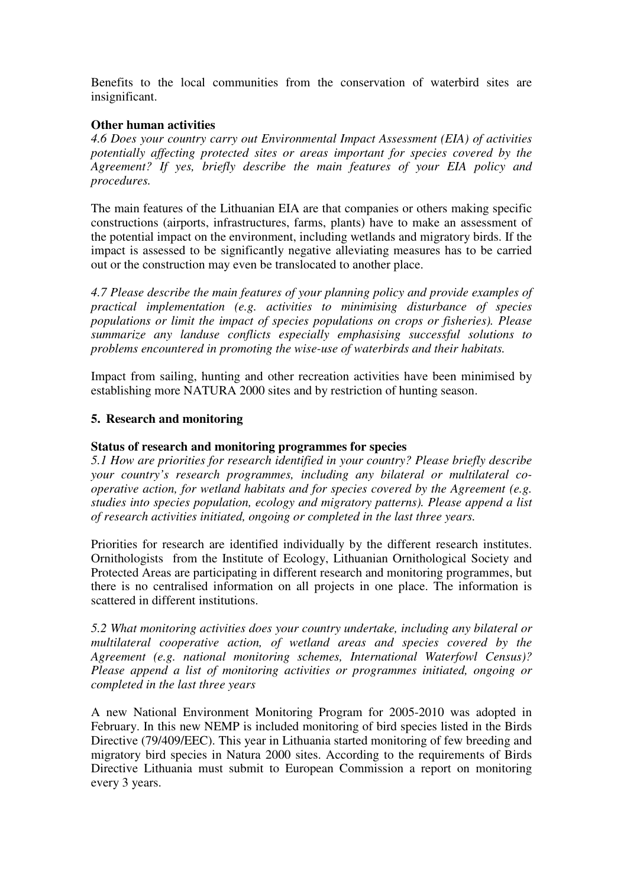Benefits to the local communities from the conservation of waterbird sites are insignificant.

**Other human activities**

*4.6 Does your country carry out Environmental Impact Assessment (EIA) of activities potentially affecting protected sites or areas important for species covered by the Agreement? If yes, briefly describe the main features of your EIA policy and procedures.*

The main features of the Lithuanian EIA are that companies or others making specific constructions (airports, infrastructures, farms, plants) have to make an assessment of the potential impact on the environment, including wetlands and migratory birds. If the impact is assessed to be significantly negative alleviating measures has to be carried out or the construction may even be translocated to another place.

*4.7 Please describe the main features of your planning policy and provide examples of practical implementation (e.g. activities to minimising disturbance of species populations or limit the impact of species populations on crops or fisheries). Please summarize any landuse conflicts especially emphasising successful solutions to problems encountered in promoting the wise-use of waterbirds and their habitats.*

Impact from sailing, hunting and other recreation activities have been minimised by establishing more NATURA 2000 sites and by restriction of hunting season.

## 5. Research and monitoring

**Status of research and monitoring programmes for species**

*5.1 How are priorities for research identified in your country? Please briefly describe your country's research programmes, including any bilateral or multilateral co-operative action, for wetland habitats and for species covered by the Agreement (e.g. studies into species population, ecology and migratory patterns). Please append a list of research activities initiated, ongoing or completed in the last three years.*

Priorities for research are identified individually by the different research institutes. Ornithologists from the Institute of Ecology, Lithuanian Ornithological Society and Protected Areas are participating in different research and monitoring programmes, but there is no centralised information on all projects in one place. The information is scattered in different institutions.

*5.2 What monitoring activities does your country undertake, including any bilateral or multilateral cooperative action, of wetland areas and species covered by the Agreement (e.g. national monitoring schemes, International Waterfowl Census)? Please append a list of monitoring activities or programmes initiated, ongoing or completed in the last three years*

A new National Environment Monitoring Program for 2005-2010 was adopted in February. In this new NEMP is included monitoring of bird species listed in the Birds Directive (79/409/EEC). This year in Lithuania started monitoring of few breeding and migratory bird species in Natura 2000 sites. According to the requirements of Birds Directive Lithuania must submit to European Commission a report on monitoring every 3 years.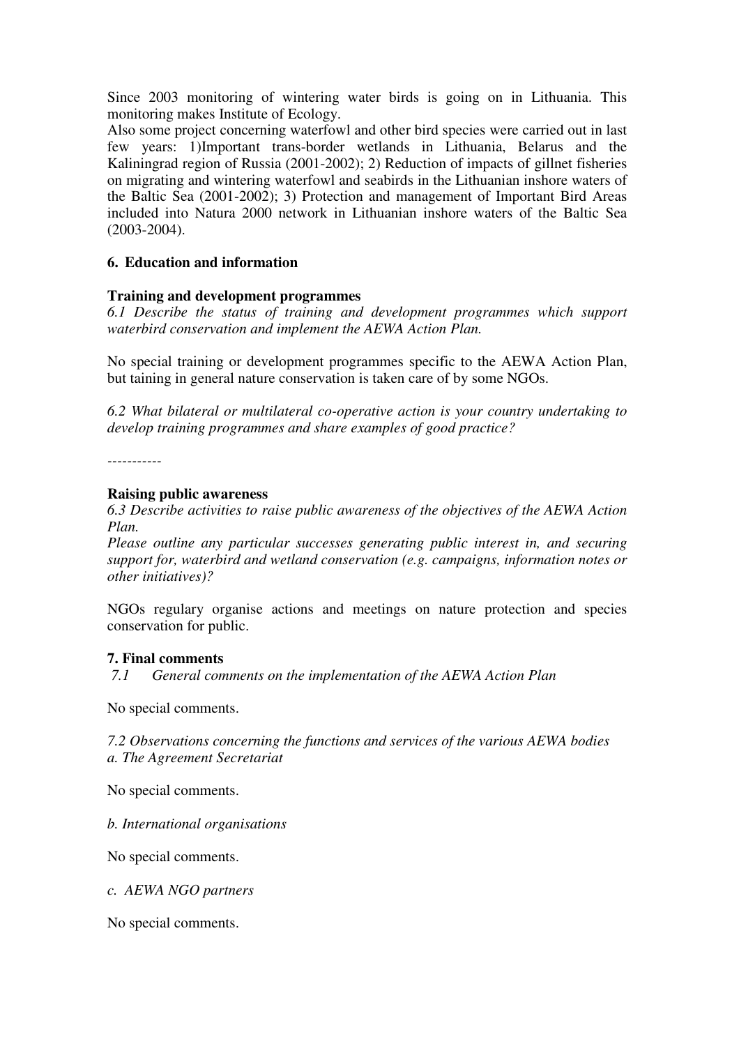Since 2003 monitoring of wintering water birds is going on in Lithuania. This monitoring makes Institute of Ecology.

Also some project concerning waterfowl and other bird species were carried out in last few years: 1)Important trans-border wetlands in Lithuania, Belarus and the Kaliningrad region of Russia (2001-2002); 2) Reduction of impacts of gillnet fisheries on migrating and wintering waterfowl and seabirds in the Lithuanian inshore waters of the Baltic Sea (2001-2002); 3) Protection and management of Important Bird Areas included into Natura 2000 network in Lithuanian inshore waters of the Baltic Sea (2003-2004).

## 6. Education and information

### Training and development programmes

*6.1 Describe the status of training and development programmes which support waterbird conservation and implement the AEWA Action Plan.*

No special training or development programmes specific to the AEWA Action Plan, but taining in general nature conservation is taken care of by some NGOs.

*6.2 What bilateral or multilateral co-operative action is your country undertaking to develop training programmes and share examples of good practice?*

-----------

### Raising public awareness

*6.3 Describe activities to raise public awareness of the objectives of the AEWA Action Plan.*

*Please outline any particular successes generating public interest in, and securing support for, waterbird and wetland conservation (e.g. campaigns, information notes or other initiatives)?*

NGOs regulary organise actions and meetings on nature protection and species conservation for public.

## 7. Final comments

*7.1 General comments on the implementation of the AEWA Action Plan*

No special comments.

*7.2 Observations concerning the functions and services of the various AEWA bodies*

*a. The Agreement Secretariat*

No special comments.

*b. International organisations*

No special comments.

*c. AEWA NGO partners*

No special comments.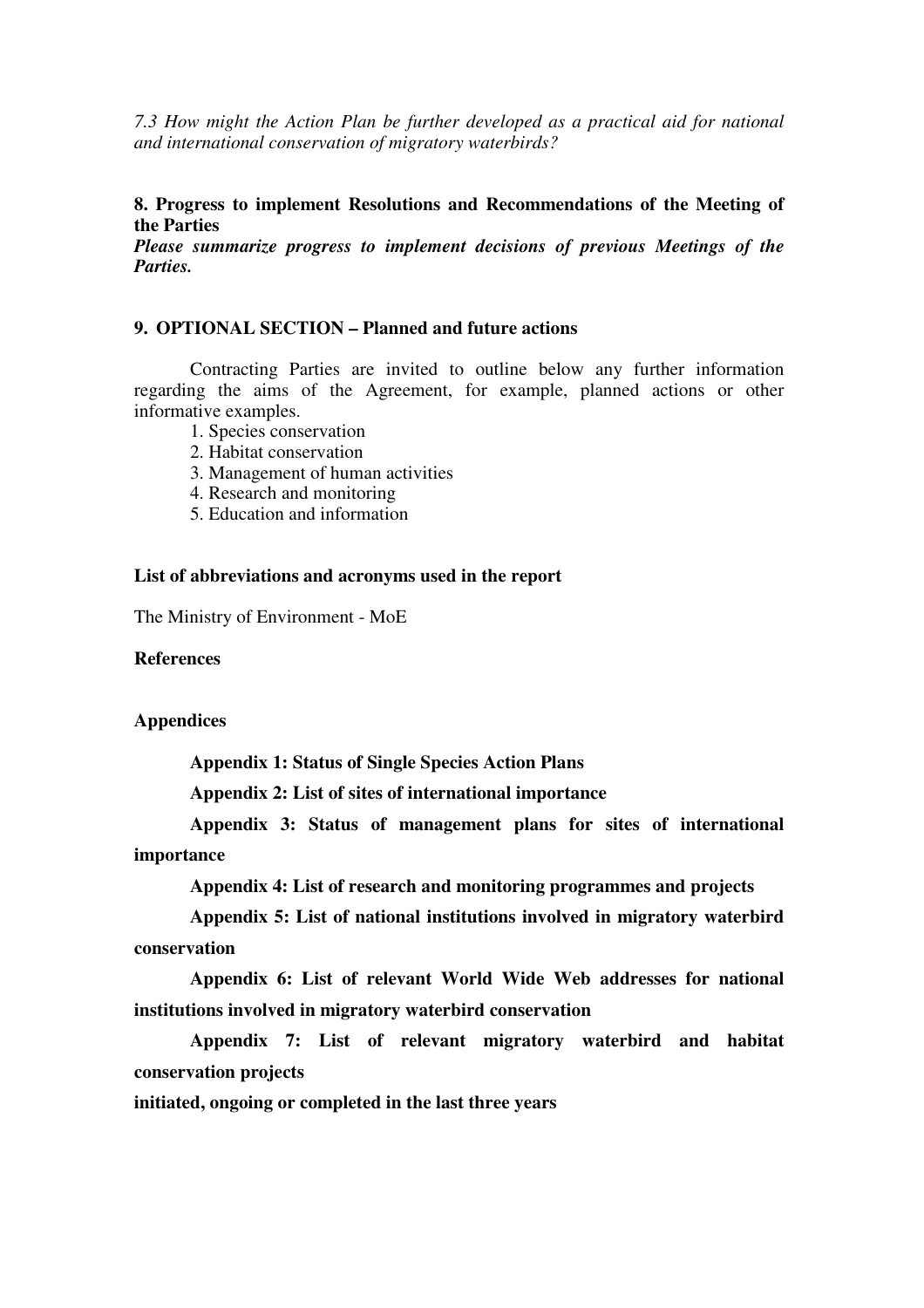*7.3 How might the Action Plan be further developed as a practical aid for national and international conservation of migratory waterbirds?*

## 8. Progress to implement Resolutions and Recommendations of the Meeting of the Parties

***Please summarize progress to implement decisions of previous Meetings of the Parties.***

## 9. OPTIONAL SECTION – Planned and future actions

Contracting Parties are invited to outline below any further information regarding the aims of the Agreement, for example, planned actions or other informative examples.

1. Species conservation
2. Habitat conservation
3. Management of human activities
4. Research and monitoring
5. Education and information

**List of abbreviations and acronyms used in the report**

The Ministry of Environment - MoE

**References**

**Appendices**

**Appendix 1: Status of Single Species Action Plans**

**Appendix 2: List of sites of international importance**

**Appendix 3: Status of management plans for sites of international importance**

**Appendix 4: List of research and monitoring programmes and projects**

**Appendix 5: List of national institutions involved in migratory waterbird conservation**

**Appendix 6: List of relevant World Wide Web addresses for national institutions involved in migratory waterbird conservation**

**Appendix 7: List of relevant migratory waterbird and habitat conservation projects initiated, ongoing or completed in the last three years**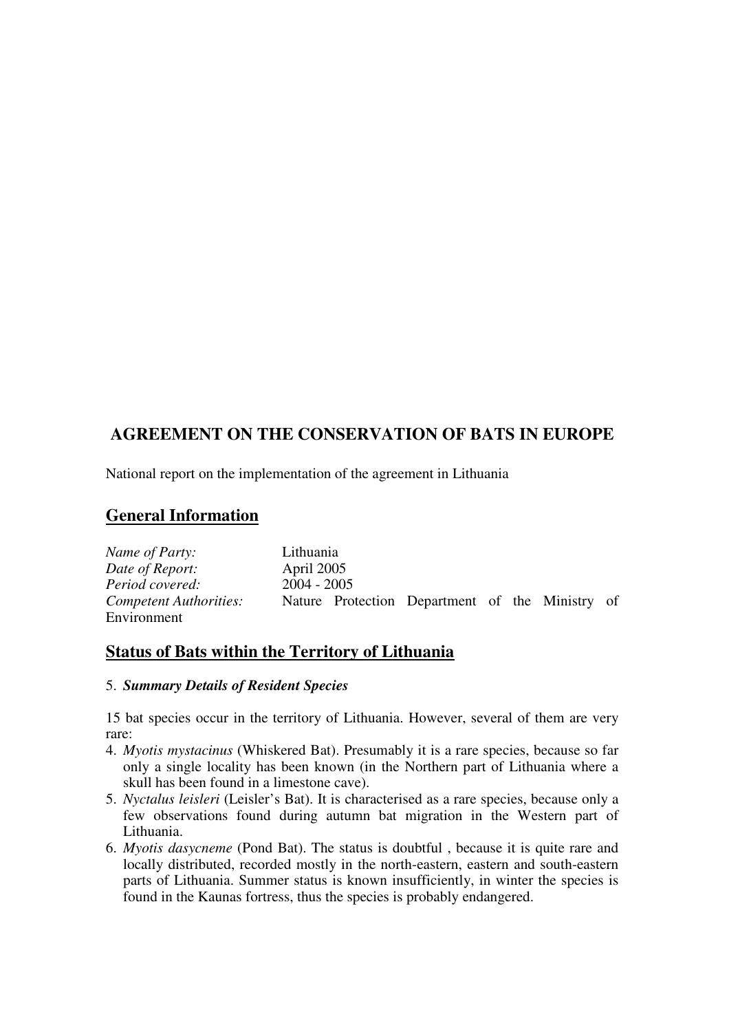## AGREEMENT ON THE CONSERVATION OF BATS IN EUROPE

National report on the implementation of the agreement in Lithuania

## General Information

*Name of Party:* Lithuania
*Date of Report:* April 2005
*Period covered:* 2004 - 2005
*Competent Authorities:* Nature Protection Department of the Ministry of Environment

## Status of Bats within the Territory of Lithuania

5. ***Summary Details of Resident Species***

15 bat species occur in the territory of Lithuania. However, several of them are very rare:

4. *Myotis mystacinus* (Whiskered Bat). Presumably it is a rare species, because so far only a single locality has been known (in the Northern part of Lithuania where a skull has been found in a limestone cave).
5. *Nyctalus leisleri* (Leisler's Bat). It is characterised as a rare species, because only a few observations found during autumn bat migration in the Western part of Lithuania.
6. *Myotis dasycneme* (Pond Bat). The status is doubtful , because it is quite rare and locally distributed, recorded mostly in the north-eastern, eastern and south-eastern parts of Lithuania. Summer status is known insufficiently, in winter the species is found in the Kaunas fortress, thus the species is probably endangered.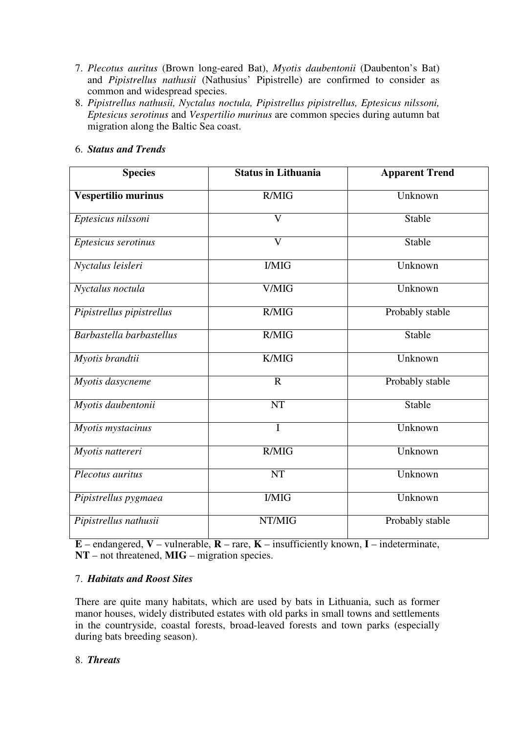7. *Plecotus auritus* (Brown long-eared Bat), *Myotis daubentonii* (Daubenton's Bat) and *Pipistrellus nathusii* (Nathusius' Pipistrelle) are confirmed to consider as common and widespread species.
8. *Pipistrellus nathusii, Nyctalus noctula, Pipistrellus pipistrellus, Eptesicus nilssoni, Eptesicus serotinus* and *Vespertilio murinus* are common species during autumn bat migration along the Baltic Sea coast.

## 6. *Status and Trends*

| Species | Status in Lithuania | Apparent Trend |
|---|---|---|
| **Vespertilio murinus** | R/MIG | Unknown |
| *Eptesicus nilssoni* | V | Stable |
| *Eptesicus serotinus* | V | Stable |
| *Nyctalus leisleri* | I/MIG | Unknown |
| *Nyctalus noctula* | V/MIG | Unknown |
| *Pipistrellus pipistrellus* | R/MIG | Probably stable |
| *Barbastella barbastellus* | R/MIG | Stable |
| *Myotis brandtii* | K/MIG | Unknown |
| *Myotis dasycneme* | R | Probably stable |
| *Myotis daubentonii* | NT | Stable |
| *Myotis mystacinus* | I | Unknown |
| *Myotis nattereri* | R/MIG | Unknown |
| *Plecotus auritus* | NT | Unknown |
| *Pipistrellus pygmaea* | I/MIG | Unknown |
| *Pipistrellus nathusii* | NT/MIG | Probably stable |

**E** – endangered, **V** – vulnerable, **R** – rare, **K** – insufficiently known, **I** – indeterminate, **NT** – not threatened, **MIG** – migration species.

## 7. *Habitats and Roost Sites*

There are quite many habitats, which are used by bats in Lithuania, such as former manor houses, widely distributed estates with old parks in small towns and settlements in the countryside, coastal forests, broad-leaved forests and town parks (especially during bats breeding season).

## 8. *Threats*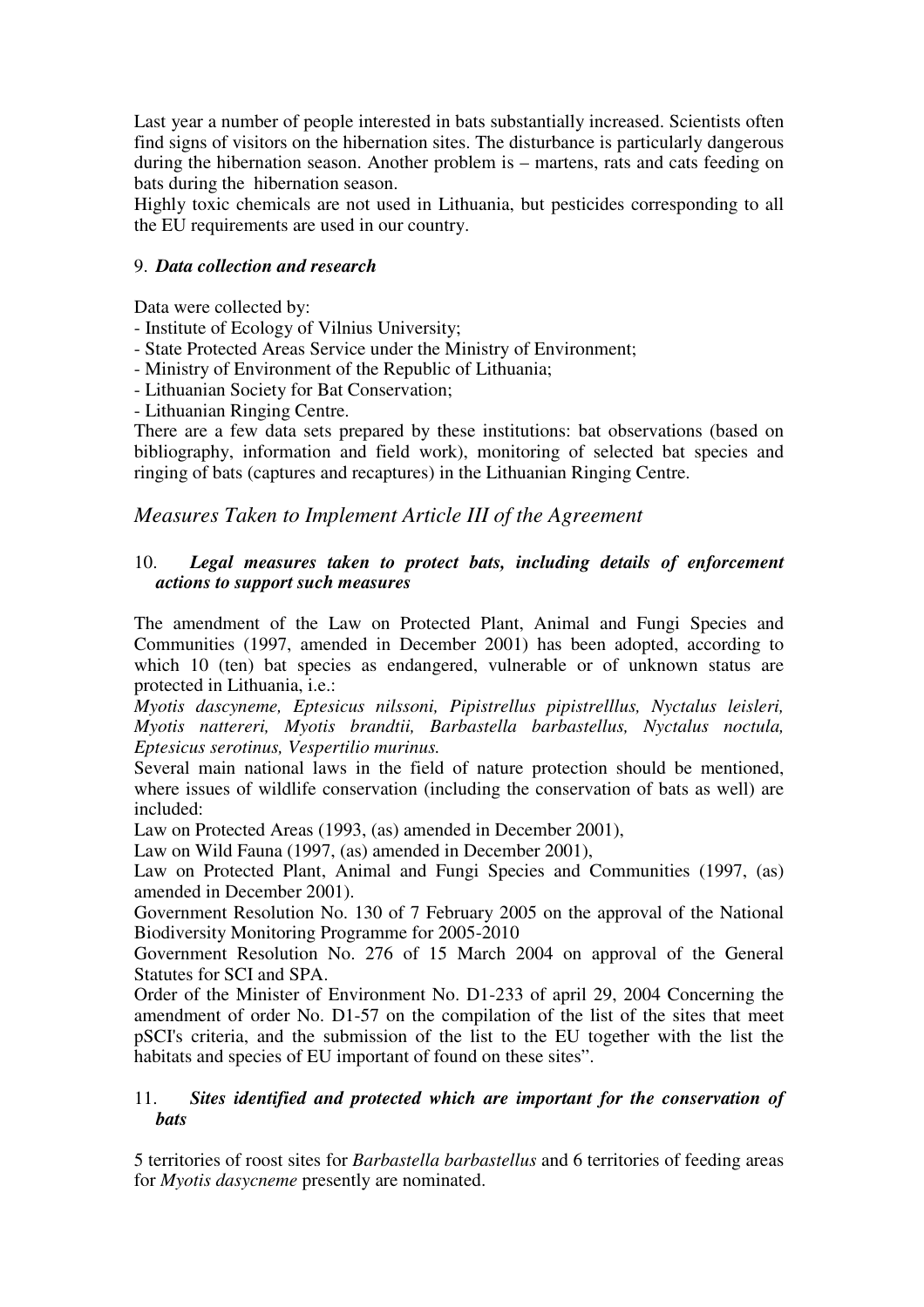Last year a number of people interested in bats substantially increased. Scientists often find signs of visitors on the hibernation sites. The disturbance is particularly dangerous during the hibernation season. Another problem is – martens, rats and cats feeding on bats during the hibernation season.

Highly toxic chemicals are not used in Lithuania, but pesticides corresponding to all the EU requirements are used in our country.

9. ***Data collection and research***

Data were collected by:

- Institute of Ecology of Vilnius University;
- State Protected Areas Service under the Ministry of Environment;
- Ministry of Environment of the Republic of Lithuania;
- Lithuanian Society for Bat Conservation;
- Lithuanian Ringing Centre.

There are a few data sets prepared by these institutions: bat observations (based on bibliography, information and field work), monitoring of selected bat species and ringing of bats (captures and recaptures) in the Lithuanian Ringing Centre.

## *Measures Taken to Implement Article III of the Agreement*

10. ***Legal measures taken to protect bats, including details of enforcement actions to support such measures***

The amendment of the Law on Protected Plant, Animal and Fungi Species and Communities (1997, amended in December 2001) has been adopted, according to which 10 (ten) bat species as endangered, vulnerable or of unknown status are protected in Lithuania, i.e.:

*Myotis dascyneme, Eptesicus nilssoni, Pipistrellus pipistrelllus, Nyctalus leisleri, Myotis nattereri, Myotis brandtii, Barbastella barbastellus, Nyctalus noctula, Eptesicus serotinus, Vespertilio murinus.*

Several main national laws in the field of nature protection should be mentioned, where issues of wildlife conservation (including the conservation of bats as well) are included:

Law on Protected Areas (1993, (as) amended in December 2001),

Law on Wild Fauna (1997, (as) amended in December 2001),

Law on Protected Plant, Animal and Fungi Species and Communities (1997, (as) amended in December 2001).

Government Resolution No. 130 of 7 February 2005 on the approval of the National Biodiversity Monitoring Programme for 2005-2010

Government Resolution No. 276 of 15 March 2004 on approval of the General Statutes for SCI and SPA.

Order of the Minister of Environment No. D1-233 of april 29, 2004 Concerning the amendment of order No. D1-57 on the compilation of the list of the sites that meet pSCI's criteria, and the submission of the list to the EU together with the list the habitats and species of EU important of found on these sites".

11. ***Sites identified and protected which are important for the conservation of bats***

5 territories of roost sites for *Barbastella barbastellus* and 6 territories of feeding areas for *Myotis dasycneme* presently are nominated.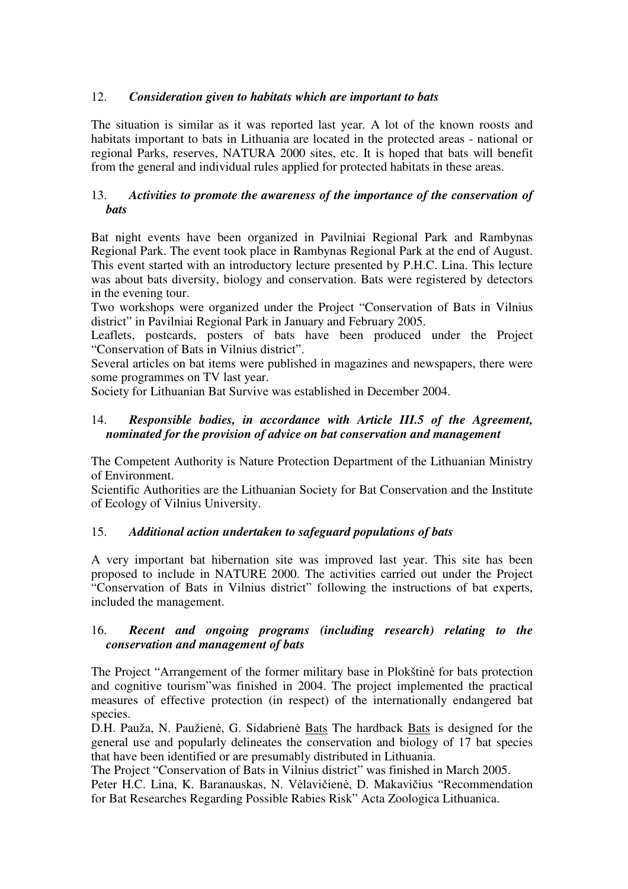## 12. *Consideration given to habitats which are important to bats*

The situation is similar as it was reported last year. A lot of the known roosts and habitats important to bats in Lithuania are located in the protected areas - national or regional Parks, reserves, NATURA 2000 sites, etc. It is hoped that bats will benefit from the general and individual rules applied for protected habitats in these areas.

## 13. *Activities to promote the awareness of the importance of the conservation of bats*

Bat night events have been organized in Pavilniai Regional Park and Rambynas Regional Park. The event took place in Rambynas Regional Park at the end of August. This event started with an introductory lecture presented by P.H.C. Lina. This lecture was about bats diversity, biology and conservation. Bats were registered by detectors in the evening tour.

Two workshops were organized under the Project "Conservation of Bats in Vilnius district" in Pavilniai Regional Park in January and February 2005.

Leaflets, postcards, posters of bats have been produced under the Project "Conservation of Bats in Vilnius district".

Several articles on bat items were published in magazines and newspapers, there were some programmes on TV last year.

Society for Lithuanian Bat Survive was established in December 2004.

## 14. *Responsible bodies, in accordance with Article III.5 of the Agreement, nominated for the provision of advice on bat conservation and management*

The Competent Authority is Nature Protection Department of the Lithuanian Ministry of Environment.

Scientific Authorities are the Lithuanian Society for Bat Conservation and the Institute of Ecology of Vilnius University.

## 15. *Additional action undertaken to safeguard populations of bats*

A very important bat hibernation site was improved last year. This site has been proposed to include in NATURE 2000. The activities carried out under the Project "Conservation of Bats in Vilnius district" following the instructions of bat experts, included the management.

## 16. *Recent and ongoing programs (including research) relating to the conservation and management of bats*

The Project "Arrangement of the former military base in Plokštinė for bats protection and cognitive tourism"was finished in 2004. The project implemented the practical measures of effective protection (in respect) of the internationally endangered bat species.

D.H. Pauža, N. Paužienė, G. Sidabrienė Bats The hardback Bats is designed for the general use and popularly delineates the conservation and biology of 17 bat species that have been identified or are presumably distributed in Lithuania.

The Project "Conservation of Bats in Vilnius district" was finished in March 2005.

Peter H.C. Lina, K. Baranauskas, N. Vėlavičienė, D. Makavičius "Recommendation for Bat Researches Regarding Possible Rabies Risk" Acta Zoologica Lithuanica.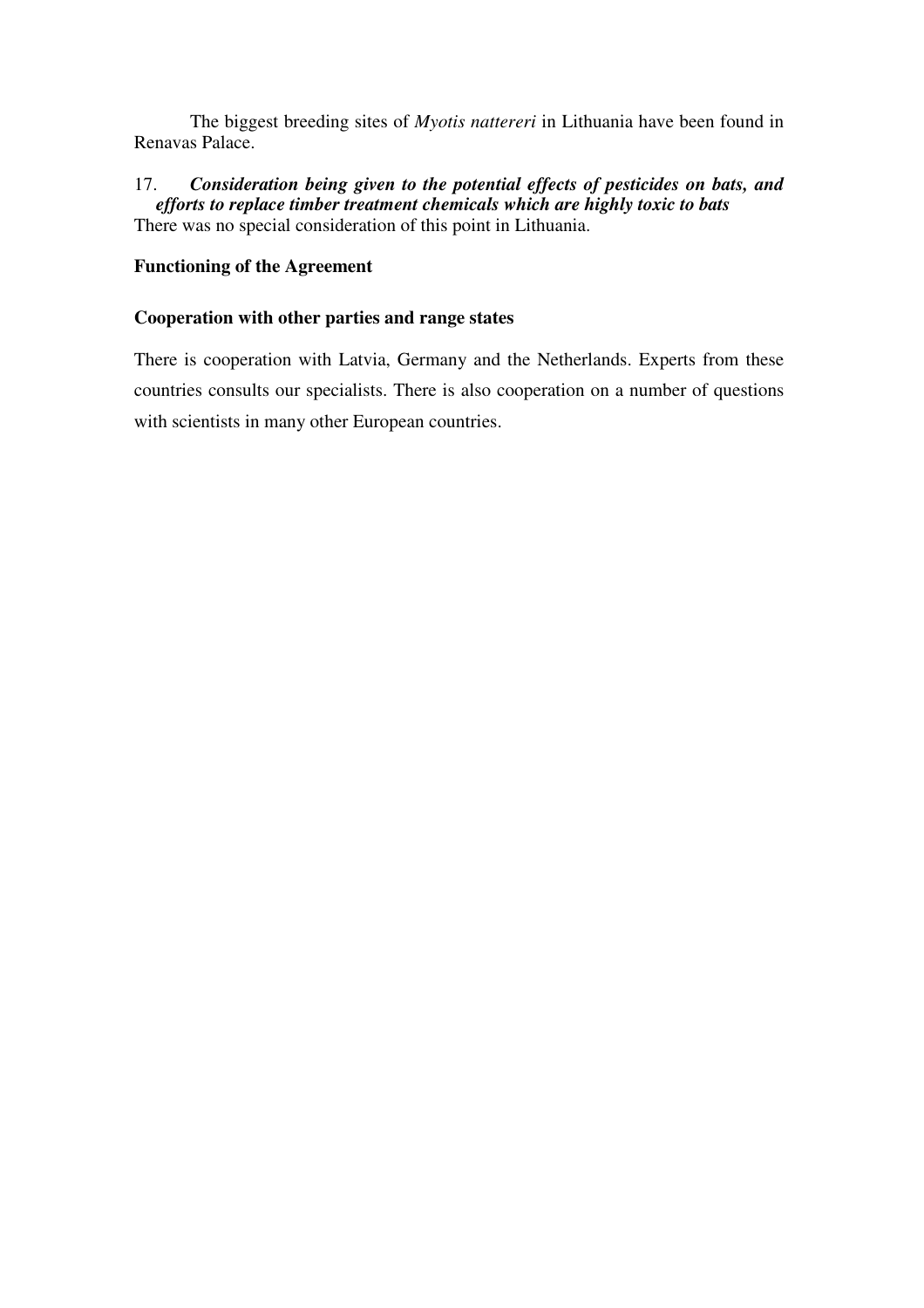The biggest breeding sites of *Myotis nattereri* in Lithuania have been found in Renavas Palace.

17. ***Consideration being given to the potential effects of pesticides on bats, and efforts to replace timber treatment chemicals which are highly toxic to bats***

There was no special consideration of this point in Lithuania.

**Functioning of the Agreement**

**Cooperation with other parties and range states**

There is cooperation with Latvia, Germany and the Netherlands. Experts from these countries consults our specialists. There is also cooperation on a number of questions with scientists in many other European countries.